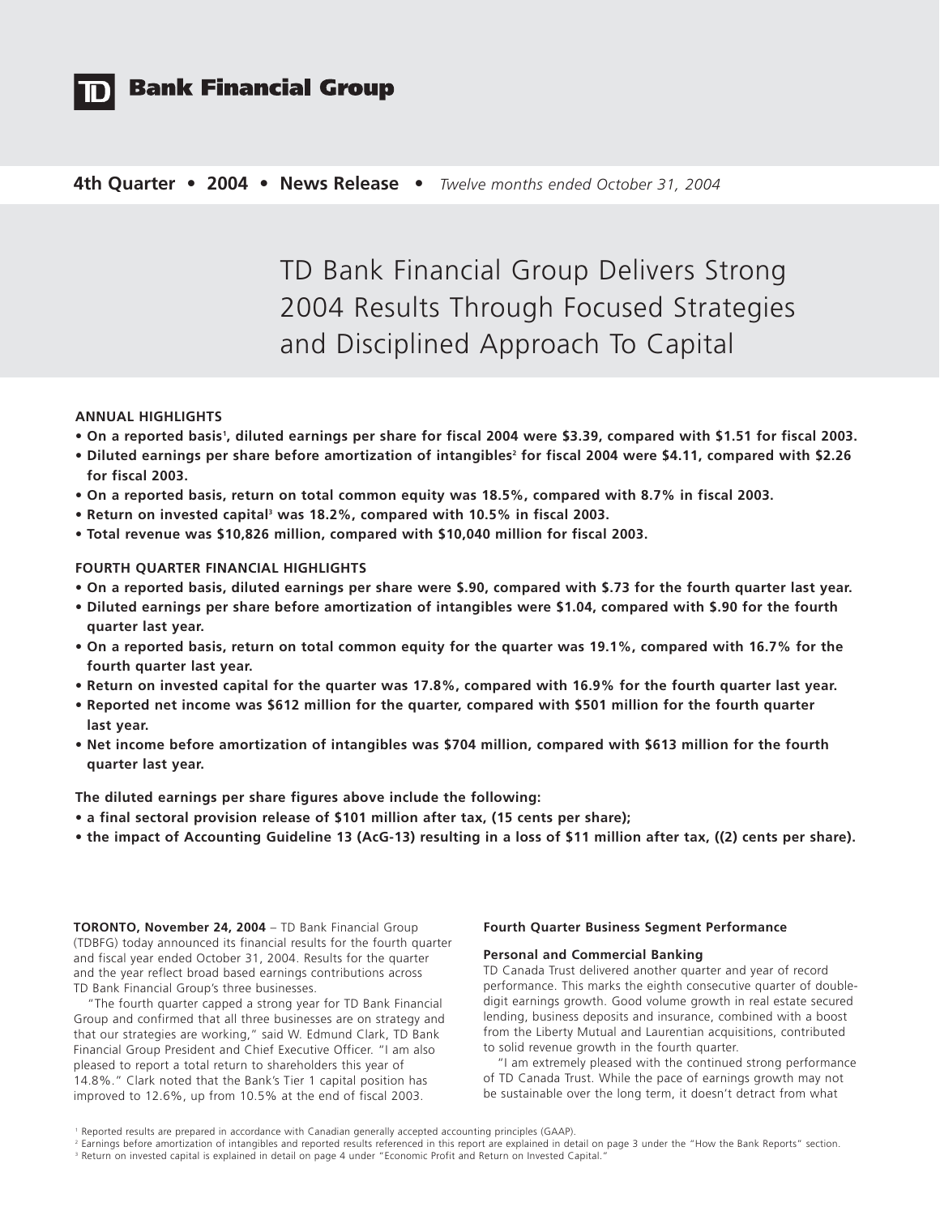# TD Bank Financial Group

**4th Quarter • 2004 • News Release •** *Twelve months ended October 31, 2004*

# TD Bank Financial Group Delivers Strong 2004 Results Through Focused Strategies and Disciplined Approach To Capital

**ANNUAL HIGHLIGHTS**

- **On a reported basis[1], diluted earnings per share for fiscal 2004 were $3.39, compared with $1.51 for fiscal 2003.**
- **Diluted earnings per share before amortization of intangibles[2] for fiscal 2004 were $4.11, compared with $2.26 for fiscal 2003.**
- **On a reported basis, return on total common equity was 18.5%, compared with 8.7% in fiscal 2003.**
- **Return on invested capital[3] was 18.2%, compared with 10.5% in fiscal 2003.**
- **Total revenue was $10,826 million, compared with $10,040 million for fiscal 2003.**

**FOURTH QUARTER FINANCIAL HIGHLIGHTS**

- **On a reported basis, diluted earnings per share were $.90, compared with $.73 for the fourth quarter last year.**
- **Diluted earnings per share before amortization of intangibles were $1.04, compared with $.90 for the fourth quarter last year.**
- **On a reported basis, return on total common equity for the quarter was 19.1%, compared with 16.7% for the fourth quarter last year.**
- **Return on invested capital for the quarter was 17.8%, compared with 16.9% for the fourth quarter last year.**
- **Reported net income was $612 million for the quarter, compared with $501 million for the fourth quarter last year.**
- **Net income before amortization of intangibles was $704 million, compared with $613 million for the fourth quarter last year.**

**The diluted earnings per share figures above include the following:**

- **a final sectoral provision release of $101 million after tax, (15 cents per share);**
- **the impact of Accounting Guideline 13 (AcG-13) resulting in a loss of $11 million after tax, ((2) cents per share).**

**TORONTO, November 24, 2004** – TD Bank Financial Group (TDBFG) today announced its financial results for the fourth quarter and fiscal year ended October 31, 2004. Results for the quarter and the year reflect broad based earnings contributions across TD Bank Financial Group's three businesses.

"The fourth quarter capped a strong year for TD Bank Financial Group and confirmed that all three businesses are on strategy and that our strategies are working," said W. Edmund Clark, TD Bank Financial Group President and Chief Executive Officer. "I am also pleased to report a total return to shareholders this year of 14.8%." Clark noted that the Bank's Tier 1 capital position has improved to 12.6%, up from 10.5% at the end of fiscal 2003.

**Fourth Quarter Business Segment Performance**

**Personal and Commercial Banking**

TD Canada Trust delivered another quarter and year of record performance. This marks the eighth consecutive quarter of double-digit earnings growth. Good volume growth in real estate secured lending, business deposits and insurance, combined with a boost from the Liberty Mutual and Laurentian acquisitions, contributed to solid revenue growth in the fourth quarter.

"I am extremely pleased with the continued strong performance of TD Canada Trust. While the pace of earnings growth may not be sustainable over the long term, it doesn't detract from what

[1] Reported results are prepared in accordance with Canadian generally accepted accounting principles (GAAP).

[2] Earnings before amortization of intangibles and reported results referenced in this report are explained in detail on page 3 under the "How the Bank Reports" section.

[3] Return on invested capital is explained in detail on page 4 under "Economic Profit and Return on Invested Capital."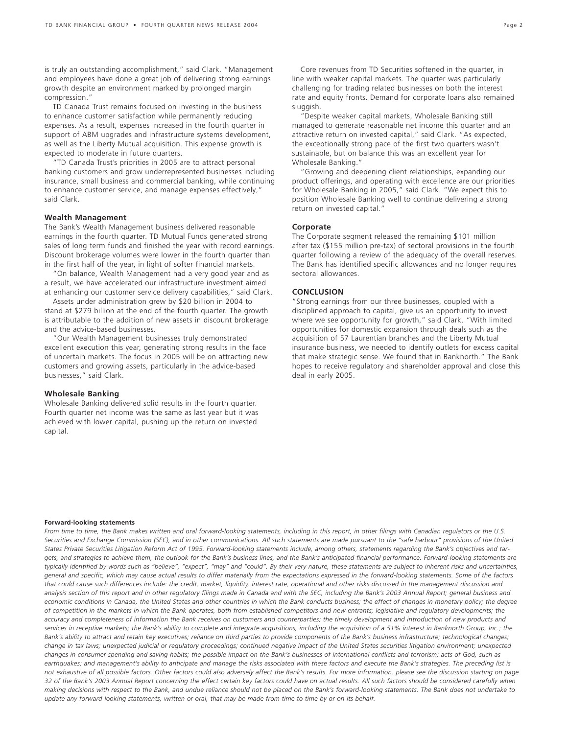is truly an outstanding accomplishment," said Clark. "Management and employees have done a great job of delivering strong earnings growth despite an environment marked by prolonged margin compression."

TD Canada Trust remains focused on investing in the business to enhance customer satisfaction while permanently reducing expenses. As a result, expenses increased in the fourth quarter in support of ABM upgrades and infrastructure systems development, as well as the Liberty Mutual acquisition. This expense growth is expected to moderate in future quarters.

"TD Canada Trust's priorities in 2005 are to attract personal banking customers and grow underrepresented businesses including insurance, small business and commercial banking, while continuing to enhance customer service, and manage expenses effectively," said Clark.

**Wealth Management**

The Bank's Wealth Management business delivered reasonable earnings in the fourth quarter. TD Mutual Funds generated strong sales of long term funds and finished the year with record earnings. Discount brokerage volumes were lower in the fourth quarter than in the first half of the year, in light of softer financial markets.

"On balance, Wealth Management had a very good year and as a result, we have accelerated our infrastructure investment aimed at enhancing our customer service delivery capabilities," said Clark.

Assets under administration grew by $20 billion in 2004 to stand at $279 billion at the end of the fourth quarter. The growth is attributable to the addition of new assets in discount brokerage and the advice-based businesses.

"Our Wealth Management businesses truly demonstrated excellent execution this year, generating strong results in the face of uncertain markets. The focus in 2005 will be on attracting new customers and growing assets, particularly in the advice-based businesses," said Clark.

**Wholesale Banking**

Wholesale Banking delivered solid results in the fourth quarter. Fourth quarter net income was the same as last year but it was achieved with lower capital, pushing up the return on invested capital.

Core revenues from TD Securities softened in the quarter, in line with weaker capital markets. The quarter was particularly challenging for trading related businesses on both the interest rate and equity fronts. Demand for corporate loans also remained sluggish.

"Despite weaker capital markets, Wholesale Banking still managed to generate reasonable net income this quarter and an attractive return on invested capital," said Clark. "As expected, the exceptionally strong pace of the first two quarters wasn't sustainable, but on balance this was an excellent year for Wholesale Banking."

"Growing and deepening client relationships, expanding our product offerings, and operating with excellence are our priorities for Wholesale Banking in 2005," said Clark. "We expect this to position Wholesale Banking well to continue delivering a strong return on invested capital."

**Corporate**

The Corporate segment released the remaining $101 million after tax ($155 million pre-tax) of sectoral provisions in the fourth quarter following a review of the adequacy of the overall reserves. The Bank has identified specific allowances and no longer requires sectoral allowances.

**CONCLUSION**

"Strong earnings from our three businesses, coupled with a disciplined approach to capital, give us an opportunity to invest where we see opportunity for growth," said Clark. "With limited opportunities for domestic expansion through deals such as the acquisition of 57 Laurentian branches and the Liberty Mutual insurance business, we needed to identify outlets for excess capital that make strategic sense. We found that in Banknorth." The Bank hopes to receive regulatory and shareholder approval and close this deal in early 2005.

**Forward-looking statements**

*From time to time, the Bank makes written and oral forward-looking statements, including in this report, in other filings with Canadian regulators or the U.S. Securities and Exchange Commission (SEC), and in other communications. All such statements are made pursuant to the "safe harbour" provisions of the United States Private Securities Litigation Reform Act of 1995. Forward-looking statements include, among others, statements regarding the Bank's objectives and targets, and strategies to achieve them, the outlook for the Bank's business lines, and the Bank's anticipated financial performance. Forward-looking statements are typically identified by words such as "believe", "expect", "may" and "could". By their very nature, these statements are subject to inherent risks and uncertainties, general and specific, which may cause actual results to differ materially from the expectations expressed in the forward-looking statements. Some of the factors that could cause such differences include: the credit, market, liquidity, interest rate, operational and other risks discussed in the management discussion and analysis section of this report and in other regulatory filings made in Canada and with the SEC, including the Bank's 2003 Annual Report; general business and economic conditions in Canada, the United States and other countries in which the Bank conducts business; the effect of changes in monetary policy; the degree of competition in the markets in which the Bank operates, both from established competitors and new entrants; legislative and regulatory developments; the accuracy and completeness of information the Bank receives on customers and counterparties; the timely development and introduction of new products and services in receptive markets; the Bank's ability to complete and integrate acquisitions, including the acquisition of a 51% interest in Banknorth Group, Inc.; the Bank's ability to attract and retain key executives; reliance on third parties to provide components of the Bank's business infrastructure; technological changes; change in tax laws; unexpected judicial or regulatory proceedings; continued negative impact of the United States securities litigation environment; unexpected changes in consumer spending and saving habits; the possible impact on the Bank's businesses of international conflicts and terrorism; acts of God, such as earthquakes; and management's ability to anticipate and manage the risks associated with these factors and execute the Bank's strategies. The preceding list is not exhaustive of all possible factors. Other factors could also adversely affect the Bank's results. For more information, please see the discussion starting on page 32 of the Bank's 2003 Annual Report concerning the effect certain key factors could have on actual results. All such factors should be considered carefully when making decisions with respect to the Bank, and undue reliance should not be placed on the Bank's forward-looking statements. The Bank does not undertake to update any forward-looking statements, written or oral, that may be made from time to time by or on its behalf.*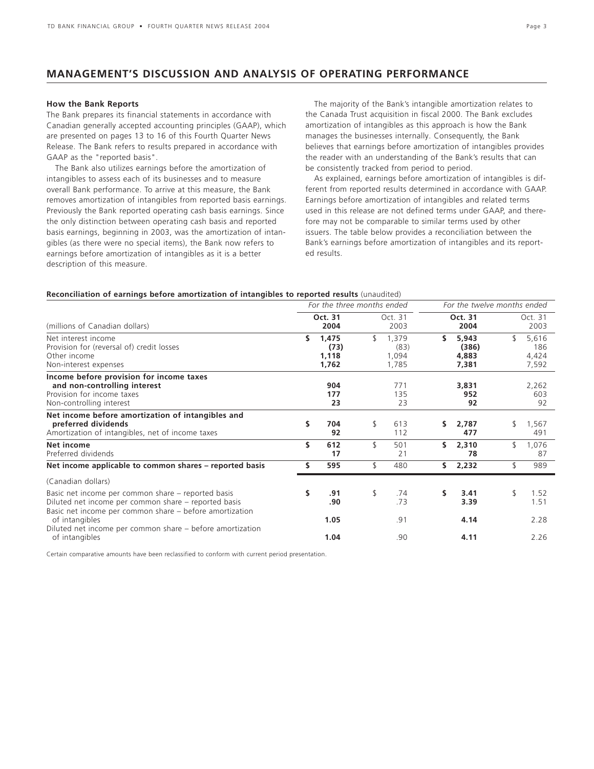## MANAGEMENT'S DISCUSSION AND ANALYSIS OF OPERATING PERFORMANCE

**How the Bank Reports**

The Bank prepares its financial statements in accordance with Canadian generally accepted accounting principles (GAAP), which are presented on pages 13 to 16 of this Fourth Quarter News Release. The Bank refers to results prepared in accordance with GAAP as the "reported basis".

The Bank also utilizes earnings before the amortization of intangibles to assess each of its businesses and to measure overall Bank performance. To arrive at this measure, the Bank removes amortization of intangibles from reported basis earnings. Previously the Bank reported operating cash basis earnings. Since the only distinction between operating cash basis and reported basis earnings, beginning in 2003, was the amortization of intangibles (as there were no special items), the Bank now refers to earnings before amortization of intangibles as it is a better description of this measure.

The majority of the Bank's intangible amortization relates to the Canada Trust acquisition in fiscal 2000. The Bank excludes amortization of intangibles as this approach is how the Bank manages the businesses internally. Consequently, the Bank believes that earnings before amortization of intangibles provides the reader with an understanding of the Bank's results that can be consistently tracked from period to period.

As explained, earnings before amortization of intangibles is different from reported results determined in accordance with GAAP. Earnings before amortization of intangibles and related terms used in this release are not defined terms under GAAP, and therefore may not be comparable to similar terms used by other issuers. The table below provides a reconciliation between the Bank's earnings before amortization of intangibles and its reported results.

**Reconciliation of earnings before amortization of intangibles to reported results** (unaudited)

| | *For the three months ended* | | *For the twelve months ended* | |
|---|---|---|---|---|
| (millions of Canadian dollars) | **Oct. 31 2004** | Oct. 31 2003 | **Oct. 31 2004** | Oct. 31 2003 |
| Net interest income | **$ 1,475** | $ 1,379 | **$ 5,943** | $ 5,616 |
| Provision for (reversal of) credit losses | **(73)** | (83) | **(386)** | 186 |
| Other income | **1,118** | 1,094 | **4,883** | 4,424 |
| Non-interest expenses | **1,762** | 1,785 | **7,381** | 7,592 |
| **Income before provision for income taxes and non-controlling interest** | **904** | 771 | **3,831** | 2,262 |
| Provision for income taxes | **177** | 135 | **952** | 603 |
| Non-controlling interest | **23** | 23 | **92** | 92 |
| **Net income before amortization of intangibles and preferred dividends** | **$ 704** | $ 613 | **$ 2,787** | $ 1,567 |
| Amortization of intangibles, net of income taxes | **92** | 112 | **477** | 491 |
| **Net income** | **$ 612** | $ 501 | **$ 2,310** | $ 1,076 |
| Preferred dividends | **17** | 21 | **78** | 87 |
| **Net income applicable to common shares – reported basis** | **$ 595** | $ 480 | **$ 2,232** | $ 989 |
| (Canadian dollars) | | | | |
| Basic net income per common share – reported basis | **$ .91** | $ .74 | **$ 3.41** | $ 1.52 |
| Diluted net income per common share – reported basis | **.90** | .73 | **3.39** | 1.51 |
| Basic net income per common share – before amortization of intangibles | **1.05** | .91 | **4.14** | 2.28 |
| Diluted net income per common share – before amortization of intangibles | **1.04** | .90 | **4.11** | 2.26 |

Certain comparative amounts have been reclassified to conform with current period presentation.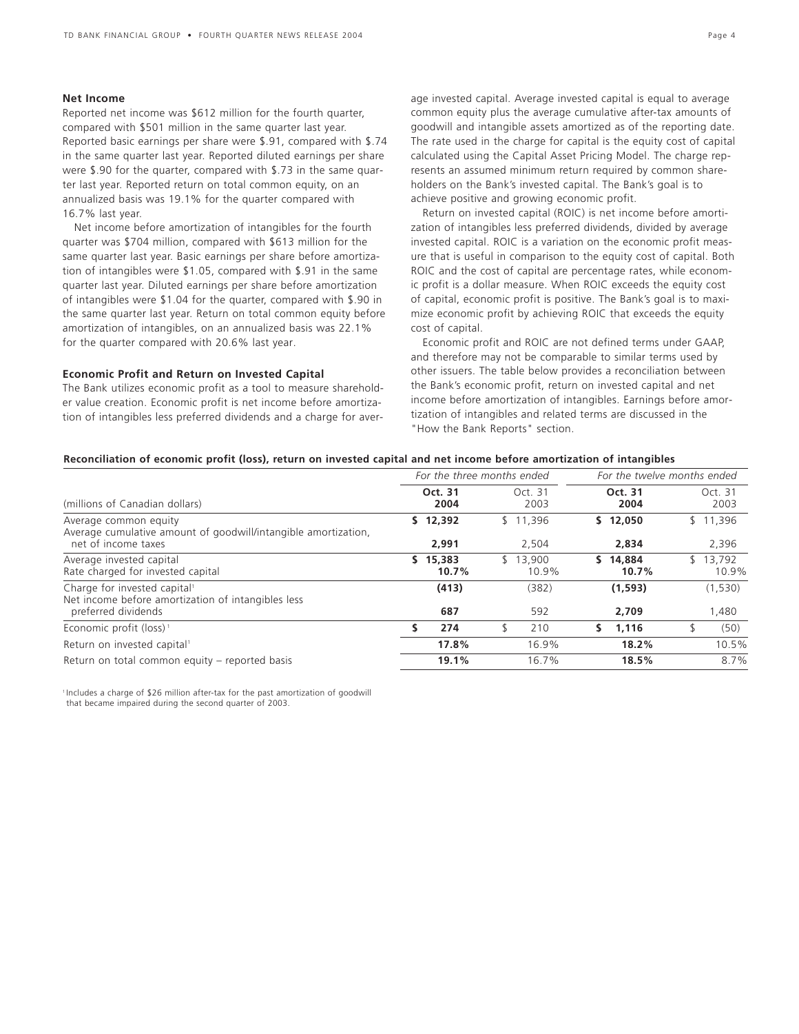## Net Income

Reported net income was $612 million for the fourth quarter, compared with $501 million in the same quarter last year. Reported basic earnings per share were $.91, compared with $.74 in the same quarter last year. Reported diluted earnings per share were $.90 for the quarter, compared with $.73 in the same quarter last year. Reported return on total common equity, on an annualized basis was 19.1% for the quarter compared with 16.7% last year.

Net income before amortization of intangibles for the fourth quarter was $704 million, compared with $613 million for the same quarter last year. Basic earnings per share before amortization of intangibles were $1.05, compared with $.91 in the same quarter last year. Diluted earnings per share before amortization of intangibles were $1.04 for the quarter, compared with $.90 in the same quarter last year. Return on total common equity before amortization of intangibles, on an annualized basis was 22.1% for the quarter compared with 20.6% last year.

## Economic Profit and Return on Invested Capital

The Bank utilizes economic profit as a tool to measure shareholder value creation. Economic profit is net income before amortization of intangibles less preferred dividends and a charge for average invested capital. Average invested capital is equal to average common equity plus the average cumulative after-tax amounts of goodwill and intangible assets amortized as of the reporting date. The rate used in the charge for capital is the equity cost of capital calculated using the Capital Asset Pricing Model. The charge represents an assumed minimum return required by common shareholders on the Bank's invested capital. The Bank's goal is to achieve positive and growing economic profit.

Return on invested capital (ROIC) is net income before amortization of intangibles less preferred dividends, divided by average invested capital. ROIC is a variation on the economic profit measure that is useful in comparison to the equity cost of capital. Both ROIC and the cost of capital are percentage rates, while economic profit is a dollar measure. When ROIC exceeds the equity cost of capital, economic profit is positive. The Bank's goal is to maximize economic profit by achieving ROIC that exceeds the equity cost of capital.

Economic profit and ROIC are not defined terms under GAAP, and therefore may not be comparable to similar terms used by other issuers. The table below provides a reconciliation between the Bank's economic profit, return on invested capital and net income before amortization of intangibles. Earnings before amortization of intangibles and related terms are discussed in the "How the Bank Reports" section.

**Reconciliation of economic profit (loss), return on invested capital and net income before amortization of intangibles**

| | *For the three months ended* | | *For the twelve months ended* | |
|---|---|---|---|---|
| (millions of Canadian dollars) | **Oct. 31 2004** | Oct. 31 2003 | **Oct. 31 2004** | Oct. 31 2003 |
| Average common equity | **$ 12,392** | $ 11,396 | **$ 12,050** | $ 11,396 |
| Average cumulative amount of goodwill/intangible amortization, net of income taxes | **2,991** | 2,504 | **2,834** | 2,396 |
| Average invested capital | **$ 15,383** | $ 13,900 | **$ 14,884** | $ 13,792 |
| Rate charged for invested capital | **10.7%** | 10.9% | **10.7%** | 10.9% |
| Charge for invested capital[1] | **(413)** | (382) | **(1,593)** | (1,530) |
| Net income before amortization of intangibles less preferred dividends | **687** | 592 | **2,709** | 1,480 |
| Economic profit (loss)[1] | **$ 274** | $ 210 | **$ 1,116** | $ (50) |
| Return on invested capital[1] | **17.8%** | 16.9% | **18.2%** | 10.5% |
| Return on total common equity – reported basis | **19.1%** | 16.7% | **18.5%** | 8.7% |

[1] Includes a charge of $26 million after-tax for the past amortization of goodwill that became impaired during the second quarter of 2003.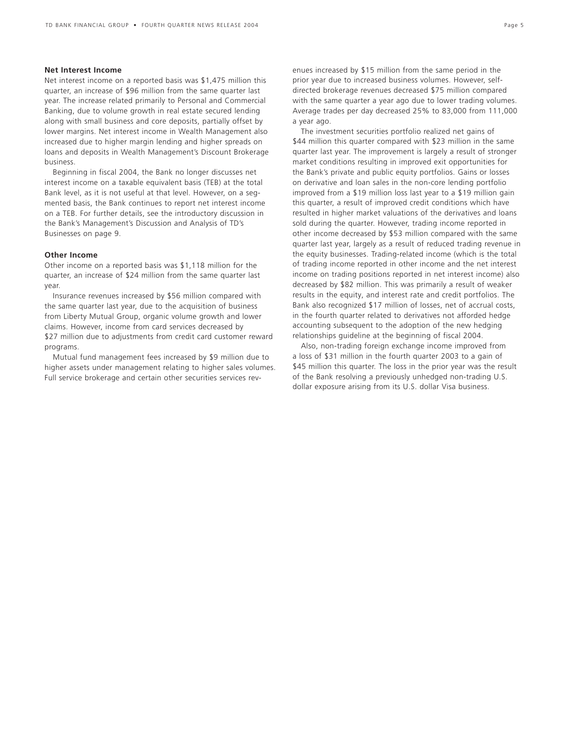### Net Interest Income

Net interest income on a reported basis was $1,475 million this quarter, an increase of $96 million from the same quarter last year. The increase related primarily to Personal and Commercial Banking, due to volume growth in real estate secured lending along with small business and core deposits, partially offset by lower margins. Net interest income in Wealth Management also increased due to higher margin lending and higher spreads on loans and deposits in Wealth Management's Discount Brokerage business.

Beginning in fiscal 2004, the Bank no longer discusses net interest income on a taxable equivalent basis (TEB) at the total Bank level, as it is not useful at that level. However, on a segmented basis, the Bank continues to report net interest income on a TEB. For further details, see the introductory discussion in the Bank's Management's Discussion and Analysis of TD's Businesses on page 9.

### Other Income

Other income on a reported basis was $1,118 million for the quarter, an increase of $24 million from the same quarter last year.

Insurance revenues increased by $56 million compared with the same quarter last year, due to the acquisition of business from Liberty Mutual Group, organic volume growth and lower claims. However, income from card services decreased by $27 million due to adjustments from credit card customer reward programs.

Mutual fund management fees increased by $9 million due to higher assets under management relating to higher sales volumes. Full service brokerage and certain other securities services revenues increased by $15 million from the same period in the prior year due to increased business volumes. However, self-directed brokerage revenues decreased $75 million compared with the same quarter a year ago due to lower trading volumes. Average trades per day decreased 25% to 83,000 from 111,000 a year ago.

The investment securities portfolio realized net gains of $44 million this quarter compared with $23 million in the same quarter last year. The improvement is largely a result of stronger market conditions resulting in improved exit opportunities for the Bank's private and public equity portfolios. Gains or losses on derivative and loan sales in the non-core lending portfolio improved from a $19 million loss last year to a $19 million gain this quarter, a result of improved credit conditions which have resulted in higher market valuations of the derivatives and loans sold during the quarter. However, trading income reported in other income decreased by $53 million compared with the same quarter last year, largely as a result of reduced trading revenue in the equity businesses. Trading-related income (which is the total of trading income reported in other income and the net interest income on trading positions reported in net interest income) also decreased by $82 million. This was primarily a result of weaker results in the equity, and interest rate and credit portfolios. The Bank also recognized $17 million of losses, net of accrual costs, in the fourth quarter related to derivatives not afforded hedge accounting subsequent to the adoption of the new hedging relationships guideline at the beginning of fiscal 2004.

Also, non-trading foreign exchange income improved from a loss of $31 million in the fourth quarter 2003 to a gain of $45 million this quarter. The loss in the prior year was the result of the Bank resolving a previously unhedged non-trading U.S. dollar exposure arising from its U.S. dollar Visa business.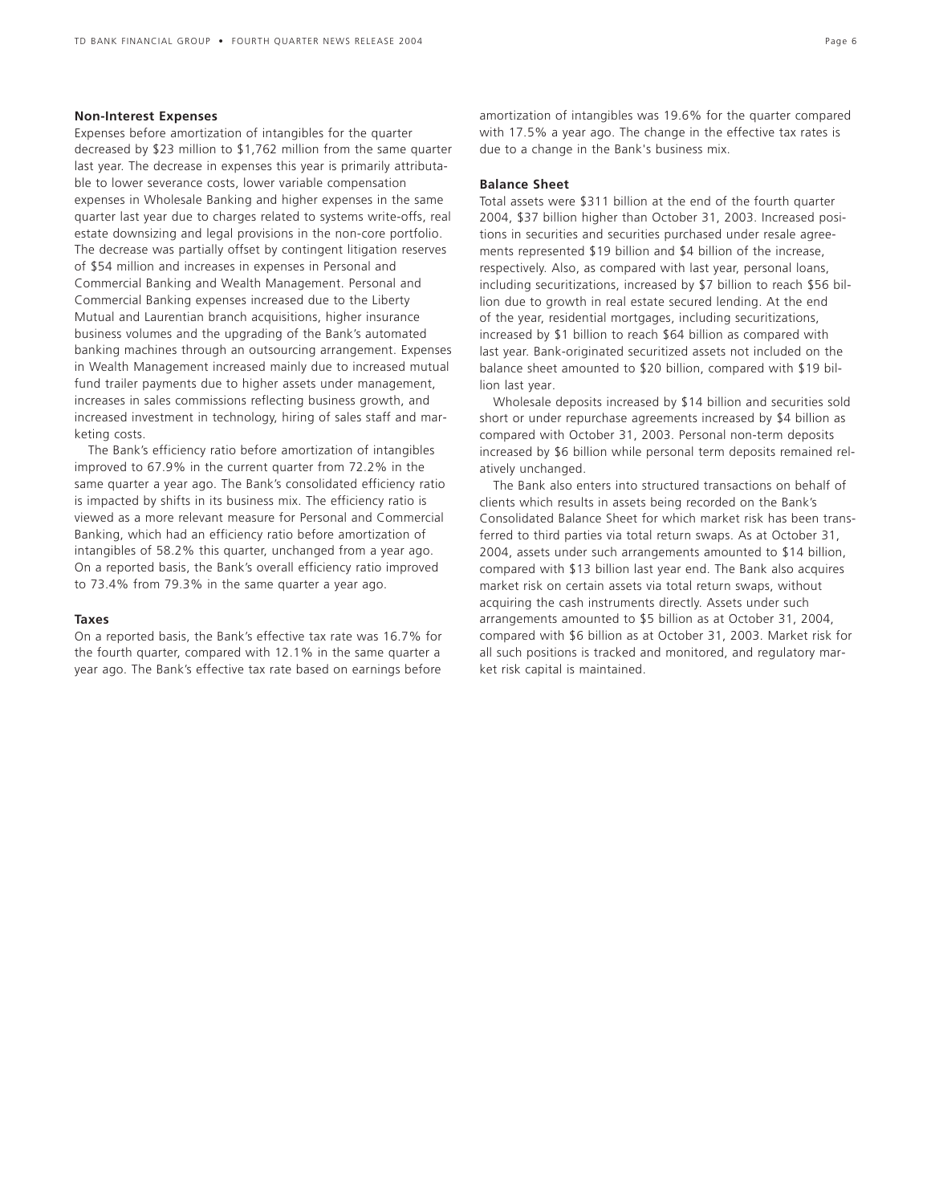## Non-Interest Expenses

Expenses before amortization of intangibles for the quarter decreased by $23 million to $1,762 million from the same quarter last year. The decrease in expenses this year is primarily attributable to lower severance costs, lower variable compensation expenses in Wholesale Banking and higher expenses in the same quarter last year due to charges related to systems write-offs, real estate downsizing and legal provisions in the non-core portfolio. The decrease was partially offset by contingent litigation reserves of $54 million and increases in expenses in Personal and Commercial Banking and Wealth Management. Personal and Commercial Banking expenses increased due to the Liberty Mutual and Laurentian branch acquisitions, higher insurance business volumes and the upgrading of the Bank's automated banking machines through an outsourcing arrangement. Expenses in Wealth Management increased mainly due to increased mutual fund trailer payments due to higher assets under management, increases in sales commissions reflecting business growth, and increased investment in technology, hiring of sales staff and marketing costs.

The Bank's efficiency ratio before amortization of intangibles improved to 67.9% in the current quarter from 72.2% in the same quarter a year ago. The Bank's consolidated efficiency ratio is impacted by shifts in its business mix. The efficiency ratio is viewed as a more relevant measure for Personal and Commercial Banking, which had an efficiency ratio before amortization of intangibles of 58.2% this quarter, unchanged from a year ago. On a reported basis, the Bank's overall efficiency ratio improved to 73.4% from 79.3% in the same quarter a year ago.

## Taxes

On a reported basis, the Bank's effective tax rate was 16.7% for the fourth quarter, compared with 12.1% in the same quarter a year ago. The Bank's effective tax rate based on earnings before amortization of intangibles was 19.6% for the quarter compared with 17.5% a year ago. The change in the effective tax rates is due to a change in the Bank's business mix.

## Balance Sheet

Total assets were $311 billion at the end of the fourth quarter 2004, $37 billion higher than October 31, 2003. Increased positions in securities and securities purchased under resale agreements represented $19 billion and $4 billion of the increase, respectively. Also, as compared with last year, personal loans, including securitizations, increased by $7 billion to reach $56 billion due to growth in real estate secured lending. At the end of the year, residential mortgages, including securitizations, increased by $1 billion to reach $64 billion as compared with last year. Bank-originated securitized assets not included on the balance sheet amounted to $20 billion, compared with $19 billion last year.

Wholesale deposits increased by $14 billion and securities sold short or under repurchase agreements increased by $4 billion as compared with October 31, 2003. Personal non-term deposits increased by $6 billion while personal term deposits remained relatively unchanged.

The Bank also enters into structured transactions on behalf of clients which results in assets being recorded on the Bank's Consolidated Balance Sheet for which market risk has been transferred to third parties via total return swaps. As at October 31, 2004, assets under such arrangements amounted to $14 billion, compared with $13 billion last year end. The Bank also acquires market risk on certain assets via total return swaps, without acquiring the cash instruments directly. Assets under such arrangements amounted to $5 billion as at October 31, 2004, compared with $6 billion as at October 31, 2003. Market risk for all such positions is tracked and monitored, and regulatory market risk capital is maintained.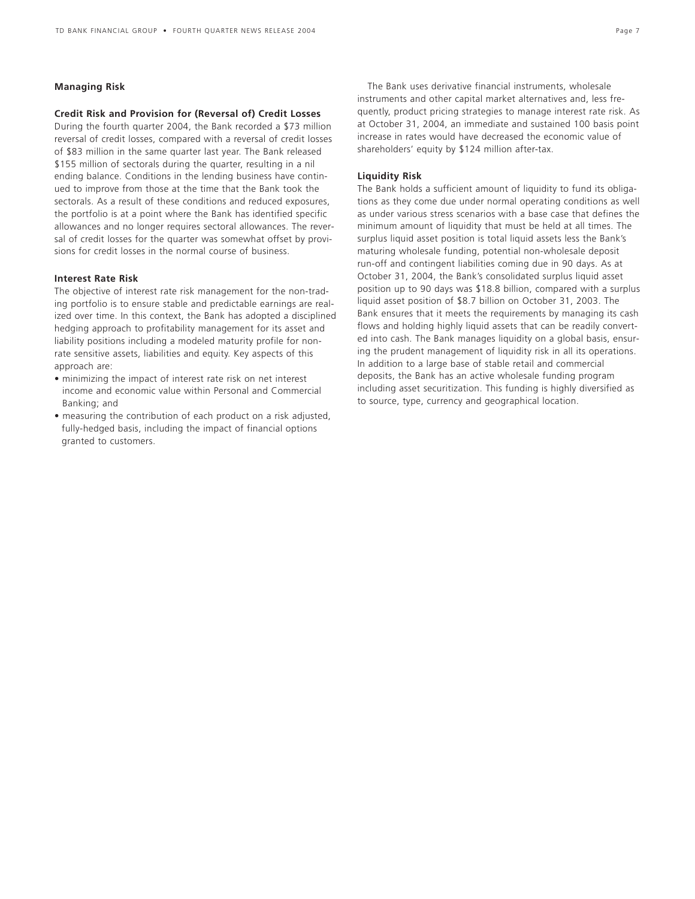## Managing Risk

### Credit Risk and Provision for (Reversal of) Credit Losses

During the fourth quarter 2004, the Bank recorded a $73 million reversal of credit losses, compared with a reversal of credit losses of $83 million in the same quarter last year. The Bank released $155 million of sectorals during the quarter, resulting in a nil ending balance. Conditions in the lending business have continued to improve from those at the time that the Bank took the sectorals. As a result of these conditions and reduced exposures, the portfolio is at a point where the Bank has identified specific allowances and no longer requires sectoral allowances. The reversal of credit losses for the quarter was somewhat offset by provisions for credit losses in the normal course of business.

### Interest Rate Risk

The objective of interest rate risk management for the non-trading portfolio is to ensure stable and predictable earnings are realized over time. In this context, the Bank has adopted a disciplined hedging approach to profitability management for its asset and liability positions including a modeled maturity profile for non-rate sensitive assets, liabilities and equity. Key aspects of this approach are:

- minimizing the impact of interest rate risk on net interest income and economic value within Personal and Commercial Banking; and
- measuring the contribution of each product on a risk adjusted, fully-hedged basis, including the impact of financial options granted to customers.

The Bank uses derivative financial instruments, wholesale instruments and other capital market alternatives and, less frequently, product pricing strategies to manage interest rate risk. As at October 31, 2004, an immediate and sustained 100 basis point increase in rates would have decreased the economic value of shareholders' equity by $124 million after-tax.

### Liquidity Risk

The Bank holds a sufficient amount of liquidity to fund its obligations as they come due under normal operating conditions as well as under various stress scenarios with a base case that defines the minimum amount of liquidity that must be held at all times. The surplus liquid asset position is total liquid assets less the Bank's maturing wholesale funding, potential non-wholesale deposit run-off and contingent liabilities coming due in 90 days. As at October 31, 2004, the Bank's consolidated surplus liquid asset position up to 90 days was $18.8 billion, compared with a surplus liquid asset position of $8.7 billion on October 31, 2003. The Bank ensures that it meets the requirements by managing its cash flows and holding highly liquid assets that can be readily converted into cash. The Bank manages liquidity on a global basis, ensuring the prudent management of liquidity risk in all its operations. In addition to a large base of stable retail and commercial deposits, the Bank has an active wholesale funding program including asset securitization. This funding is highly diversified as to source, type, currency and geographical location.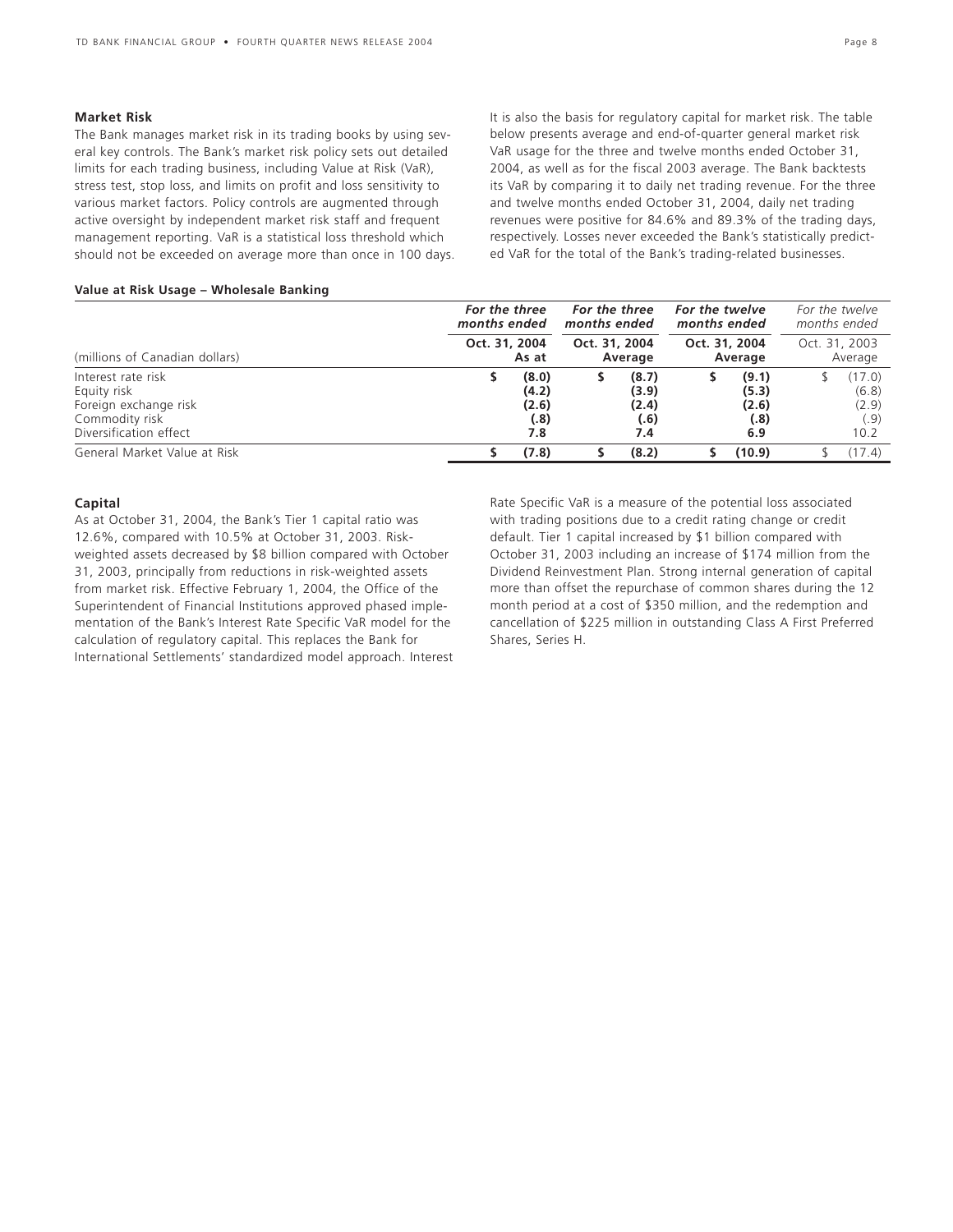### Market Risk

The Bank manages market risk in its trading books by using several key controls. The Bank's market risk policy sets out detailed limits for each trading business, including Value at Risk (VaR), stress test, stop loss, and limits on profit and loss sensitivity to various market factors. Policy controls are augmented through active oversight by independent market risk staff and frequent management reporting. VaR is a statistical loss threshold which should not be exceeded on average more than once in 100 days. It is also the basis for regulatory capital for market risk. The table below presents average and end-of-quarter general market risk VaR usage for the three and twelve months ended October 31, 2004, as well as for the fiscal 2003 average. The Bank backtests its VaR by comparing it to daily net trading revenue. For the three and twelve months ended October 31, 2004, daily net trading revenues were positive for 84.6% and 89.3% of the trading days, respectively. Losses never exceeded the Bank's statistically predicted VaR for the total of the Bank's trading-related businesses.

**Value at Risk Usage – Wholesale Banking**

| (millions of Canadian dollars) | ***For the three months ended*** **Oct. 31, 2004 As at** | ***For the three months ended*** **Oct. 31, 2004 Average** | ***For the twelve months ended*** **Oct. 31, 2004 Average** | *For the twelve months ended* Oct. 31, 2003 Average |
|---|---|---|---|---|
| Interest rate risk | **$ (8.0)** | **$ (8.7)** | **$ (9.1)** | $ (17.0) |
| Equity risk | **(4.2)** | **(3.9)** | **(5.3)** | (6.8) |
| Foreign exchange risk | **(2.6)** | **(2.4)** | **(2.6)** | (2.9) |
| Commodity risk | **(.8)** | **(.6)** | **(.8)** | (.9) |
| Diversification effect | **7.8** | **7.4** | **6.9** | 10.2 |
| General Market Value at Risk | **$ (7.8)** | **$ (8.2)** | **$ (10.9)** | $ (17.4) |

### Capital

As at October 31, 2004, the Bank's Tier 1 capital ratio was 12.6%, compared with 10.5% at October 31, 2003. Risk-weighted assets decreased by $8 billion compared with October 31, 2003, principally from reductions in risk-weighted assets from market risk. Effective February 1, 2004, the Office of the Superintendent of Financial Institutions approved phased implementation of the Bank's Interest Rate Specific VaR model for the calculation of regulatory capital. This replaces the Bank for International Settlements' standardized model approach. Interest Rate Specific VaR is a measure of the potential loss associated with trading positions due to a credit rating change or credit default. Tier 1 capital increased by $1 billion compared with October 31, 2003 including an increase of $174 million from the Dividend Reinvestment Plan. Strong internal generation of capital more than offset the repurchase of common shares during the 12 month period at a cost of $350 million, and the redemption and cancellation of $225 million in outstanding Class A First Preferred Shares, Series H.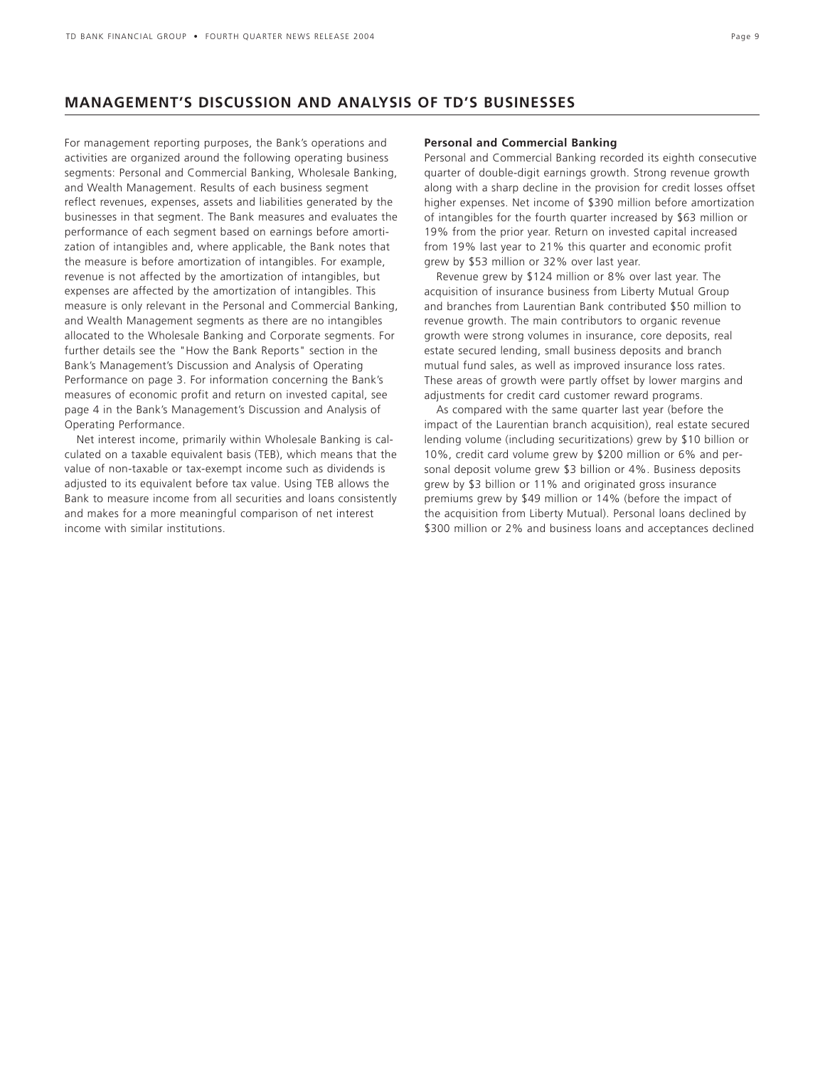## MANAGEMENT'S DISCUSSION AND ANALYSIS OF TD'S BUSINESSES

For management reporting purposes, the Bank's operations and activities are organized around the following operating business segments: Personal and Commercial Banking, Wholesale Banking, and Wealth Management. Results of each business segment reflect revenues, expenses, assets and liabilities generated by the businesses in that segment. The Bank measures and evaluates the performance of each segment based on earnings before amortization of intangibles and, where applicable, the Bank notes that the measure is before amortization of intangibles. For example, revenue is not affected by the amortization of intangibles, but expenses are affected by the amortization of intangibles. This measure is only relevant in the Personal and Commercial Banking, and Wealth Management segments as there are no intangibles allocated to the Wholesale Banking and Corporate segments. For further details see the "How the Bank Reports" section in the Bank's Management's Discussion and Analysis of Operating Performance on page 3. For information concerning the Bank's measures of economic profit and return on invested capital, see page 4 in the Bank's Management's Discussion and Analysis of Operating Performance.

Net interest income, primarily within Wholesale Banking is calculated on a taxable equivalent basis (TEB), which means that the value of non-taxable or tax-exempt income such as dividends is adjusted to its equivalent before tax value. Using TEB allows the Bank to measure income from all securities and loans consistently and makes for a more meaningful comparison of net interest income with similar institutions.

**Personal and Commercial Banking**

Personal and Commercial Banking recorded its eighth consecutive quarter of double-digit earnings growth. Strong revenue growth along with a sharp decline in the provision for credit losses offset higher expenses. Net income of $390 million before amortization of intangibles for the fourth quarter increased by $63 million or 19% from the prior year. Return on invested capital increased from 19% last year to 21% this quarter and economic profit grew by $53 million or 32% over last year.

Revenue grew by $124 million or 8% over last year. The acquisition of insurance business from Liberty Mutual Group and branches from Laurentian Bank contributed $50 million to revenue growth. The main contributors to organic revenue growth were strong volumes in insurance, core deposits, real estate secured lending, small business deposits and branch mutual fund sales, as well as improved insurance loss rates. These areas of growth were partly offset by lower margins and adjustments for credit card customer reward programs.

As compared with the same quarter last year (before the impact of the Laurentian branch acquisition), real estate secured lending volume (including securitizations) grew by $10 billion or 10%, credit card volume grew by $200 million or 6% and personal deposit volume grew $3 billion or 4%. Business deposits grew by $3 billion or 11% and originated gross insurance premiums grew by $49 million or 14% (before the impact of the acquisition from Liberty Mutual). Personal loans declined by $300 million or 2% and business loans and acceptances declined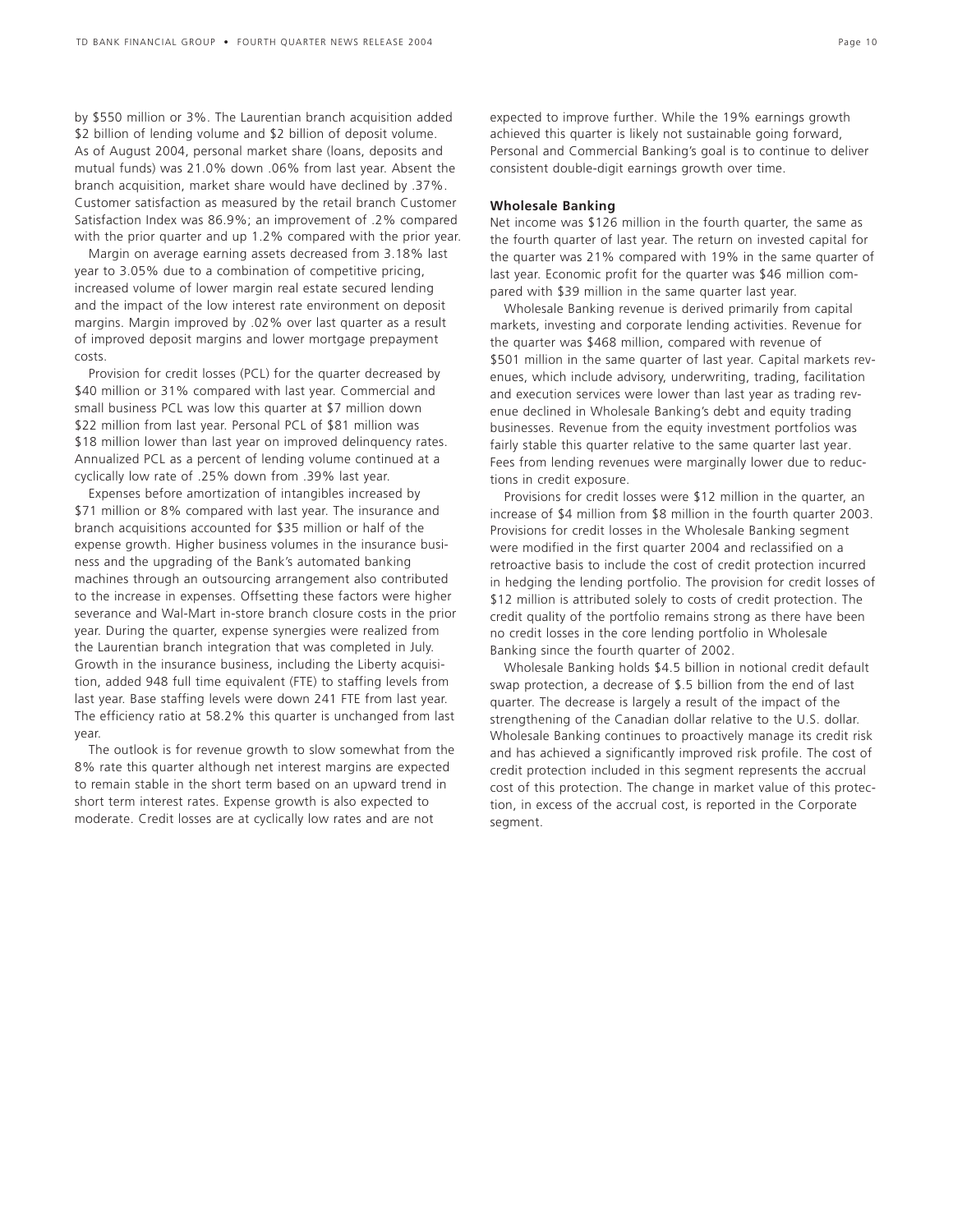by $550 million or 3%. The Laurentian branch acquisition added $2 billion of lending volume and $2 billion of deposit volume. As of August 2004, personal market share (loans, deposits and mutual funds) was 21.0% down .06% from last year. Absent the branch acquisition, market share would have declined by .37%. Customer satisfaction as measured by the retail branch Customer Satisfaction Index was 86.9%; an improvement of .2% compared with the prior quarter and up 1.2% compared with the prior year.

Margin on average earning assets decreased from 3.18% last year to 3.05% due to a combination of competitive pricing, increased volume of lower margin real estate secured lending and the impact of the low interest rate environment on deposit margins. Margin improved by .02% over last quarter as a result of improved deposit margins and lower mortgage prepayment costs.

Provision for credit losses (PCL) for the quarter decreased by $40 million or 31% compared with last year. Commercial and small business PCL was low this quarter at $7 million down $22 million from last year. Personal PCL of $81 million was $18 million lower than last year on improved delinquency rates. Annualized PCL as a percent of lending volume continued at a cyclically low rate of .25% down from .39% last year.

Expenses before amortization of intangibles increased by $71 million or 8% compared with last year. The insurance and branch acquisitions accounted for $35 million or half of the expense growth. Higher business volumes in the insurance business and the upgrading of the Bank's automated banking machines through an outsourcing arrangement also contributed to the increase in expenses. Offsetting these factors were higher severance and Wal-Mart in-store branch closure costs in the prior year. During the quarter, expense synergies were realized from the Laurentian branch integration that was completed in July. Growth in the insurance business, including the Liberty acquisition, added 948 full time equivalent (FTE) to staffing levels from last year. Base staffing levels were down 241 FTE from last year. The efficiency ratio at 58.2% this quarter is unchanged from last year.

The outlook is for revenue growth to slow somewhat from the 8% rate this quarter although net interest margins are expected to remain stable in the short term based on an upward trend in short term interest rates. Expense growth is also expected to moderate. Credit losses are at cyclically low rates and are not expected to improve further. While the 19% earnings growth achieved this quarter is likely not sustainable going forward, Personal and Commercial Banking's goal is to continue to deliver consistent double-digit earnings growth over time.

**Wholesale Banking**

Net income was $126 million in the fourth quarter, the same as the fourth quarter of last year. The return on invested capital for the quarter was 21% compared with 19% in the same quarter of last year. Economic profit for the quarter was $46 million compared with $39 million in the same quarter last year.

Wholesale Banking revenue is derived primarily from capital markets, investing and corporate lending activities. Revenue for the quarter was $468 million, compared with revenue of $501 million in the same quarter of last year. Capital markets revenues, which include advisory, underwriting, trading, facilitation and execution services were lower than last year as trading revenue declined in Wholesale Banking's debt and equity trading businesses. Revenue from the equity investment portfolios was fairly stable this quarter relative to the same quarter last year. Fees from lending revenues were marginally lower due to reductions in credit exposure.

Provisions for credit losses were $12 million in the quarter, an increase of $4 million from $8 million in the fourth quarter 2003. Provisions for credit losses in the Wholesale Banking segment were modified in the first quarter 2004 and reclassified on a retroactive basis to include the cost of credit protection incurred in hedging the lending portfolio. The provision for credit losses of $12 million is attributed solely to costs of credit protection. The credit quality of the portfolio remains strong as there have been no credit losses in the core lending portfolio in Wholesale Banking since the fourth quarter of 2002.

Wholesale Banking holds $4.5 billion in notional credit default swap protection, a decrease of $.5 billion from the end of last quarter. The decrease is largely a result of the impact of the strengthening of the Canadian dollar relative to the U.S. dollar. Wholesale Banking continues to proactively manage its credit risk and has achieved a significantly improved risk profile. The cost of credit protection included in this segment represents the accrual cost of this protection. The change in market value of this protection, in excess of the accrual cost, is reported in the Corporate segment.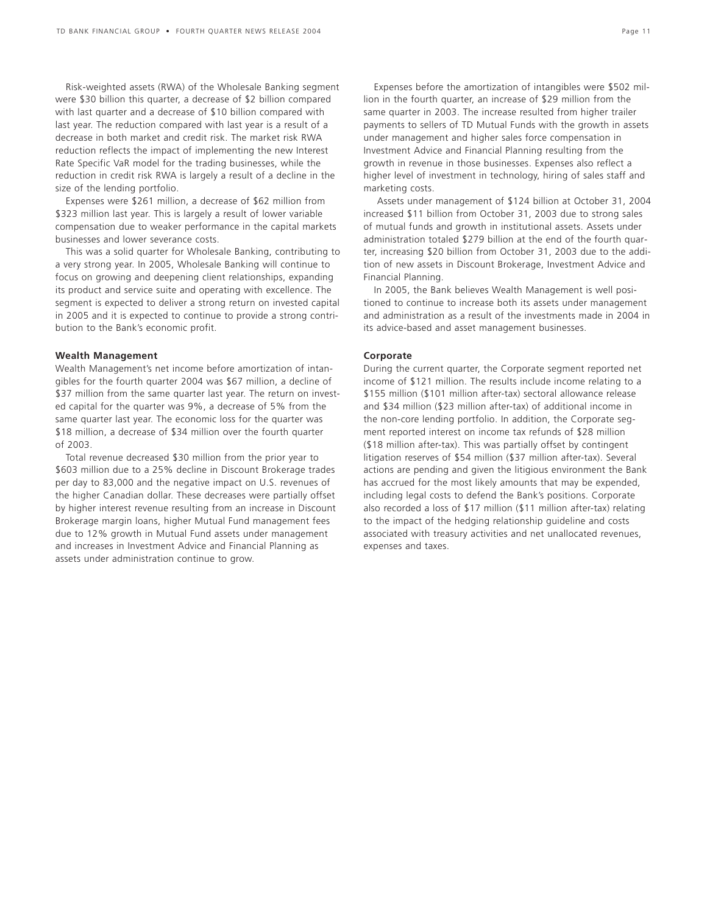Risk-weighted assets (RWA) of the Wholesale Banking segment were $30 billion this quarter, a decrease of $2 billion compared with last quarter and a decrease of $10 billion compared with last year. The reduction compared with last year is a result of a decrease in both market and credit risk. The market risk RWA reduction reflects the impact of implementing the new Interest Rate Specific VaR model for the trading businesses, while the reduction in credit risk RWA is largely a result of a decline in the size of the lending portfolio.

Expenses were $261 million, a decrease of $62 million from $323 million last year. This is largely a result of lower variable compensation due to weaker performance in the capital markets businesses and lower severance costs.

This was a solid quarter for Wholesale Banking, contributing to a very strong year. In 2005, Wholesale Banking will continue to focus on growing and deepening client relationships, expanding its product and service suite and operating with excellence. The segment is expected to deliver a strong return on invested capital in 2005 and it is expected to continue to provide a strong contribution to the Bank's economic profit.

**Wealth Management**

Wealth Management's net income before amortization of intangibles for the fourth quarter 2004 was $67 million, a decline of $37 million from the same quarter last year. The return on invested capital for the quarter was 9%, a decrease of 5% from the same quarter last year. The economic loss for the quarter was $18 million, a decrease of $34 million over the fourth quarter of 2003.

Total revenue decreased $30 million from the prior year to $603 million due to a 25% decline in Discount Brokerage trades per day to 83,000 and the negative impact on U.S. revenues of the higher Canadian dollar. These decreases were partially offset by higher interest revenue resulting from an increase in Discount Brokerage margin loans, higher Mutual Fund management fees due to 12% growth in Mutual Fund assets under management and increases in Investment Advice and Financial Planning as assets under administration continue to grow.

Expenses before the amortization of intangibles were $502 million in the fourth quarter, an increase of $29 million from the same quarter in 2003. The increase resulted from higher trailer payments to sellers of TD Mutual Funds with the growth in assets under management and higher sales force compensation in Investment Advice and Financial Planning resulting from the growth in revenue in those businesses. Expenses also reflect a higher level of investment in technology, hiring of sales staff and marketing costs.

Assets under management of $124 billion at October 31, 2004 increased $11 billion from October 31, 2003 due to strong sales of mutual funds and growth in institutional assets. Assets under administration totaled $279 billion at the end of the fourth quarter, increasing $20 billion from October 31, 2003 due to the addition of new assets in Discount Brokerage, Investment Advice and Financial Planning.

In 2005, the Bank believes Wealth Management is well positioned to continue to increase both its assets under management and administration as a result of the investments made in 2004 in its advice-based and asset management businesses.

**Corporate**

During the current quarter, the Corporate segment reported net income of $121 million. The results include income relating to a $155 million ($101 million after-tax) sectoral allowance release and $34 million ($23 million after-tax) of additional income in the non-core lending portfolio. In addition, the Corporate segment reported interest on income tax refunds of $28 million ($18 million after-tax). This was partially offset by contingent litigation reserves of $54 million ($37 million after-tax). Several actions are pending and given the litigious environment the Bank has accrued for the most likely amounts that may be expended, including legal costs to defend the Bank's positions. Corporate also recorded a loss of $17 million ($11 million after-tax) relating to the impact of the hedging relationship guideline and costs associated with treasury activities and net unallocated revenues, expenses and taxes.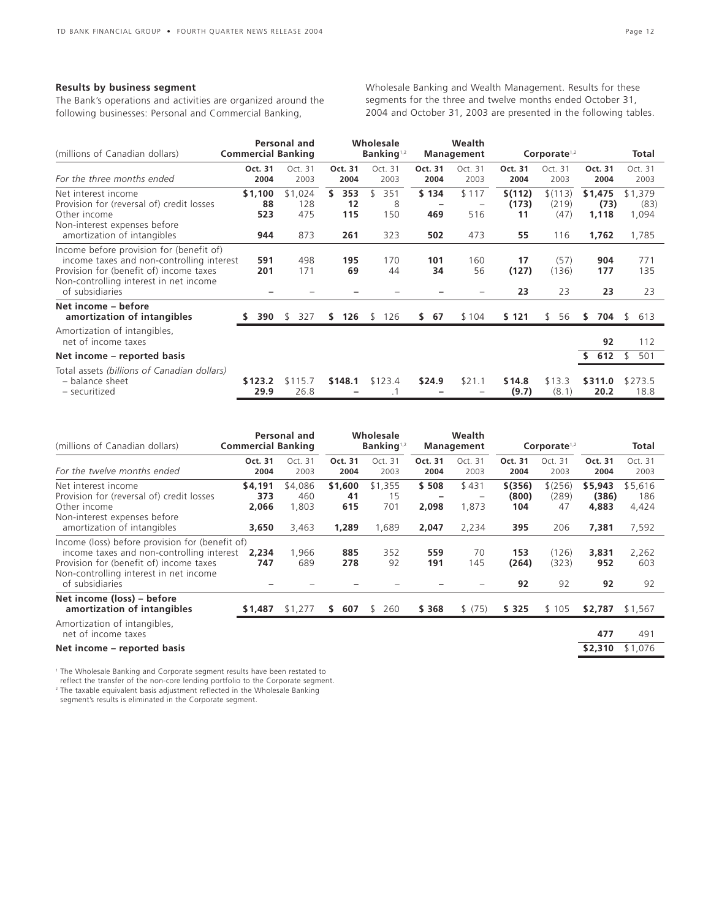### Results by business segment

The Bank's operations and activities are organized around the following businesses: Personal and Commercial Banking, Wholesale Banking and Wealth Management. Results for these segments for the three and twelve months ended October 31, 2004 and October 31, 2003 are presented in the following tables.

| (millions of Canadian dollars) | Personal and Commercial Banking | | Wholesale Banking[1,2] | | Wealth Management | | Corporate[1,2] | | Total | |
|---|---|---|---|---|---|---|---|---|---|---|
| *For the three months ended* | **Oct. 31 2004** | Oct. 31 2003 | **Oct. 31 2004** | Oct. 31 2003 | **Oct. 31 2004** | Oct. 31 2003 | **Oct. 31 2004** | Oct. 31 2003 | **Oct. 31 2004** | Oct. 31 2003 |
| Net interest income | **$1,100** | $1,024 | **$ 353** | $ 351 | **$ 134** | $ 117 | **$(112)** | $(113) | **$1,475** | $1,379 |
| Provision for (reversal of) credit losses | **88** | 128 | **12** | 8 | **–** | – | **(173)** | (219) | **(73)** | (83) |
| Other income | **523** | 475 | **115** | 150 | **469** | 516 | **11** | (47) | **1,118** | 1,094 |
| Non-interest expenses before amortization of intangibles | **944** | 873 | **261** | 323 | **502** | 473 | **55** | 116 | **1,762** | 1,785 |
| Income before provision for (benefit of) income taxes and non-controlling interest | **591** | 498 | **195** | 170 | **101** | 160 | **17** | (57) | **904** | 771 |
| Provision for (benefit of) income taxes | **201** | 171 | **69** | 44 | **34** | 56 | **(127)** | (136) | **177** | 135 |
| Non-controlling interest in net income of subsidiaries | **–** | – | **–** | – | **–** | – | **23** | 23 | **23** | 23 |
| **Net income – before amortization of intangibles** | **$ 390** | $ 327 | **$ 126** | $ 126 | **$ 67** | $ 104 | **$ 121** | $ 56 | **$ 704** | $ 613 |
| Amortization of intangibles, net of income taxes | | | | | | | | | **92** | 112 |
| **Net income – reported basis** | | | | | | | | | **$ 612** | $ 501 |
| Total assets *(billions of Canadian dollars)* – balance sheet | **$123.2** | $115.7 | **$148.1** | $123.4 | **$24.9** | $21.1 | **$14.8** | $13.3 | **$311.0** | $273.5 |
| – securitized | **29.9** | 26.8 | **–** | .1 | **–** | – | **(9.7)** | (8.1) | **20.2** | 18.8 |

| (millions of Canadian dollars) | Personal and Commercial Banking | | Wholesale Banking[1,2] | | Wealth Management | | Corporate[1,2] | | Total | |
|---|---|---|---|---|---|---|---|---|---|---|
| *For the twelve months ended* | **Oct. 31 2004** | Oct. 31 2003 | **Oct. 31 2004** | Oct. 31 2003 | **Oct. 31 2004** | Oct. 31 2003 | **Oct. 31 2004** | Oct. 31 2003 | **Oct. 31 2004** | Oct. 31 2003 |
| Net interest income | **$4,191** | $4,086 | **$1,600** | $1,355 | **$ 508** | $ 431 | **$(356)** | $(256) | **$5,943** | $5,616 |
| Provision for (reversal of) credit losses | **373** | 460 | **41** | 15 | **–** | – | **(800)** | (289) | **(386)** | 186 |
| Other income | **2,066** | 1,803 | **615** | 701 | **2,098** | 1,873 | **104** | 47 | **4,883** | 4,424 |
| Non-interest expenses before amortization of intangibles | **3,650** | 3,463 | **1,289** | 1,689 | **2,047** | 2,234 | **395** | 206 | **7,381** | 7,592 |
| Income (loss) before provision for (benefit of) income taxes and non-controlling interest | **2,234** | 1,966 | **885** | 352 | **559** | 70 | **153** | (126) | **3,831** | 2,262 |
| Provision for (benefit of) income taxes | **747** | 689 | **278** | 92 | **191** | 145 | **(264)** | (323) | **952** | 603 |
| Non-controlling interest in net income of subsidiaries | **–** | – | **–** | – | **–** | – | **92** | 92 | **92** | 92 |
| **Net income (loss) – before amortization of intangibles** | **$1,487** | $1,277 | **$ 607** | $ 260 | **$ 368** | $ (75) | **$ 325** | $ 105 | **$2,787** | $1,567 |
| Amortization of intangibles, net of income taxes | | | | | | | | | **477** | 491 |
| **Net income – reported basis** | | | | | | | | | **$2,310** | $1,076 |

[1] The Wholesale Banking and Corporate segment results have been restated to reflect the transfer of the non-core lending portfolio to the Corporate segment.

[2] The taxable equivalent basis adjustment reflected in the Wholesale Banking segment's results is eliminated in the Corporate segment.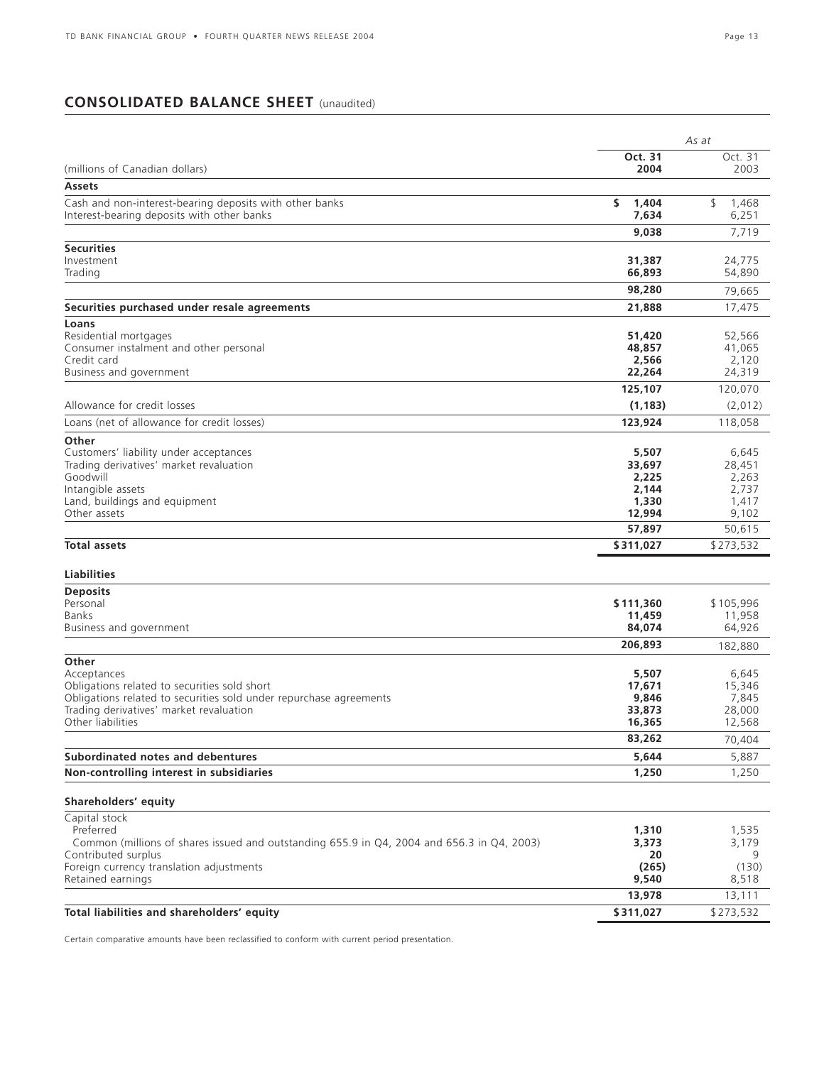## CONSOLIDATED BALANCE SHEET (unaudited)

| (millions of Canadian dollars) | As at Oct. 31 2004 | Oct. 31 2003 |
|---|---|---|
| **Assets** | | |
| Cash and non-interest-bearing deposits with other banks | **$ 1,404** | $ 1,468 |
| Interest-bearing deposits with other banks | **7,634** | 6,251 |
| | **9,038** | 7,719 |
| **Securities** | | |
| Investment | **31,387** | 24,775 |
| Trading | **66,893** | 54,890 |
| | **98,280** | 79,665 |
| **Securities purchased under resale agreements** | **21,888** | 17,475 |
| **Loans** | | |
| Residential mortgages | **51,420** | 52,566 |
| Consumer instalment and other personal | **48,857** | 41,065 |
| Credit card | **2,566** | 2,120 |
| Business and government | **22,264** | 24,319 |
| | **125,107** | 120,070 |
| Allowance for credit losses | **(1,183)** | (2,012) |
| Loans (net of allowance for credit losses) | **123,924** | 118,058 |
| **Other** | | |
| Customers' liability under acceptances | **5,507** | 6,645 |
| Trading derivatives' market revaluation | **33,697** | 28,451 |
| Goodwill | **2,225** | 2,263 |
| Intangible assets | **2,144** | 2,737 |
| Land, buildings and equipment | **1,330** | 1,417 |
| Other assets | **12,994** | 9,102 |
| | **57,897** | 50,615 |
| **Total assets** | **$311,027** | $273,532 |
| **Liabilities** | | |
| **Deposits** | | |
| Personal | **$111,360** | $105,996 |
| Banks | **11,459** | 11,958 |
| Business and government | **84,074** | 64,926 |
| | **206,893** | 182,880 |
| **Other** | | |
| Acceptances | **5,507** | 6,645 |
| Obligations related to securities sold short | **17,671** | 15,346 |
| Obligations related to securities sold under repurchase agreements | **9,846** | 7,845 |
| Trading derivatives' market revaluation | **33,873** | 28,000 |
| Other liabilities | **16,365** | 12,568 |
| | **83,262** | 70,404 |
| **Subordinated notes and debentures** | **5,644** | 5,887 |
| **Non-controlling interest in subsidiaries** | **1,250** | 1,250 |
| **Shareholders' equity** | | |
| Capital stock | | |
| Preferred | **1,310** | 1,535 |
| Common (millions of shares issued and outstanding 655.9 in Q4, 2004 and 656.3 in Q4, 2003) | **3,373** | 3,179 |
| Contributed surplus | **20** | 9 |
| Foreign currency translation adjustments | **(265)** | (130) |
| Retained earnings | **9,540** | 8,518 |
| | **13,978** | 13,111 |
| **Total liabilities and shareholders' equity** | **$311,027** | $273,532 |

Certain comparative amounts have been reclassified to conform with current period presentation.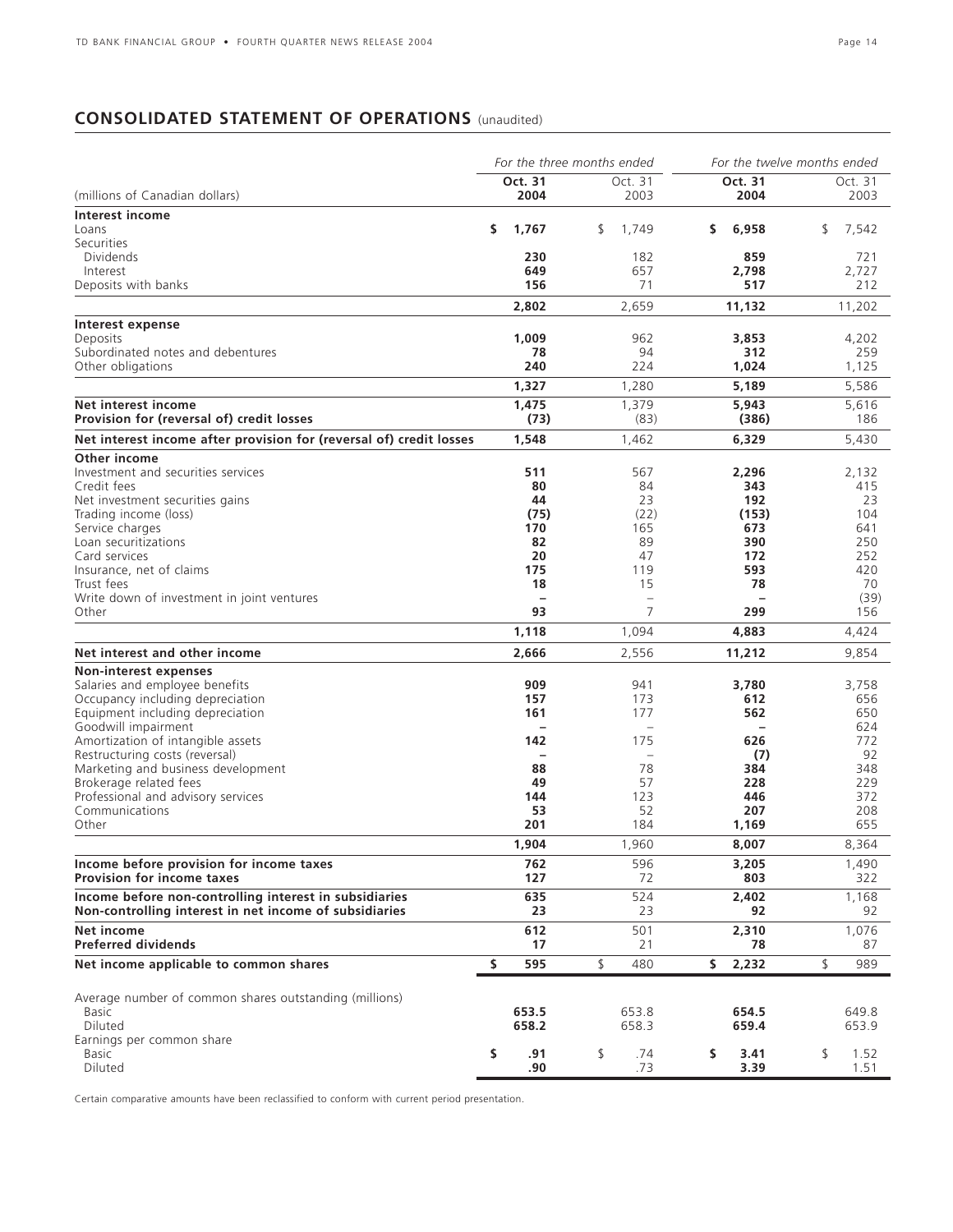## CONSOLIDATED STATEMENT OF OPERATIONS (unaudited)

| (millions of Canadian dollars) | For the three months ended Oct. 31 2004 | Oct. 31 2003 | For the twelve months ended Oct. 31 2004 | Oct. 31 2003 |
|---|---|---|---|---|
| **Interest income** | | | | |
| Loans | **$ 1,767** | $ 1,749 | **$ 6,958** | $ 7,542 |
| Securities | | | | |
| Dividends | **230** | 182 | **859** | 721 |
| Interest | **649** | 657 | **2,798** | 2,727 |
| Deposits with banks | **156** | 71 | **517** | 212 |
| | **2,802** | 2,659 | **11,132** | 11,202 |
| **Interest expense** | | | | |
| Deposits | **1,009** | 962 | **3,853** | 4,202 |
| Subordinated notes and debentures | **78** | 94 | **312** | 259 |
| Other obligations | **240** | 224 | **1,024** | 1,125 |
| | **1,327** | 1,280 | **5,189** | 5,586 |
| **Net interest income** | **1,475** | 1,379 | **5,943** | 5,616 |
| **Provision for (reversal of) credit losses** | **(73)** | (83) | **(386)** | 186 |
| **Net interest income after provision for (reversal of) credit losses** | **1,548** | 1,462 | **6,329** | 5,430 |
| **Other income** | | | | |
| Investment and securities services | **511** | 567 | **2,296** | 2,132 |
| Credit fees | **80** | 84 | **343** | 415 |
| Net investment securities gains | **44** | 23 | **192** | 23 |
| Trading income (loss) | **(75)** | (22) | **(153)** | 104 |
| Service charges | **170** | 165 | **673** | 641 |
| Loan securitizations | **82** | 89 | **390** | 250 |
| Card services | **20** | 47 | **172** | 252 |
| Insurance, net of claims | **175** | 119 | **593** | 420 |
| Trust fees | **18** | 15 | **78** | 70 |
| Write down of investment in joint ventures | **–** | – | **–** | (39) |
| Other | **93** | 7 | **299** | 156 |
| | **1,118** | 1,094 | **4,883** | 4,424 |
| **Net interest and other income** | **2,666** | 2,556 | **11,212** | 9,854 |
| **Non-interest expenses** | | | | |
| Salaries and employee benefits | **909** | 941 | **3,780** | 3,758 |
| Occupancy including depreciation | **157** | 173 | **612** | 656 |
| Equipment including depreciation | **161** | 177 | **562** | 650 |
| Goodwill impairment | **–** | – | **–** | 624 |
| Amortization of intangible assets | **142** | 175 | **626** | 772 |
| Restructuring costs (reversal) | **–** | – | **(7)** | 92 |
| Marketing and business development | **88** | 78 | **384** | 348 |
| Brokerage related fees | **49** | 57 | **228** | 229 |
| Professional and advisory services | **144** | 123 | **446** | 372 |
| Communications | **53** | 52 | **207** | 208 |
| Other | **201** | 184 | **1,169** | 655 |
| | **1,904** | 1,960 | **8,007** | 8,364 |
| **Income before provision for income taxes** | **762** | 596 | **3,205** | 1,490 |
| **Provision for income taxes** | **127** | 72 | **803** | 322 |
| **Income before non-controlling interest in subsidiaries** | **635** | 524 | **2,402** | 1,168 |
| **Non-controlling interest in net income of subsidiaries** | **23** | 23 | **92** | 92 |
| **Net income** | **612** | 501 | **2,310** | 1,076 |
| **Preferred dividends** | **17** | 21 | **78** | 87 |
| **Net income applicable to common shares** | **$ 595** | $ 480 | **$ 2,232** | $ 989 |
| Average number of common shares outstanding (millions) | | | | |
| Basic | **653.5** | 653.8 | **654.5** | 649.8 |
| Diluted | **658.2** | 658.3 | **659.4** | 653.9 |
| Earnings per common share | | | | |
| Basic | **$ .91** | $ .74 | **$ 3.41** | $ 1.52 |
| Diluted | **.90** | .73 | **3.39** | 1.51 |

Certain comparative amounts have been reclassified to conform with current period presentation.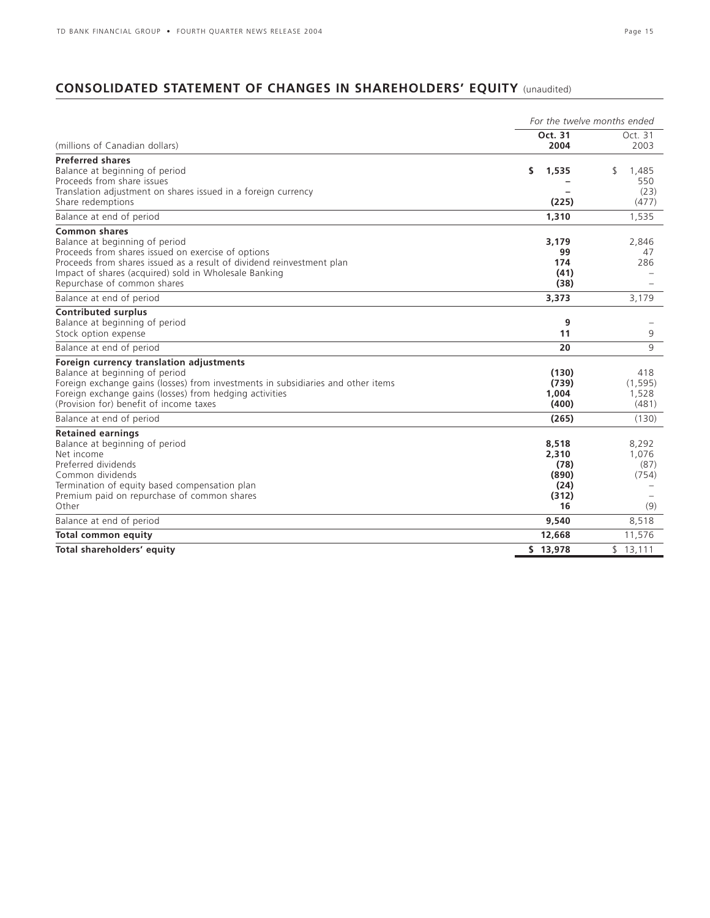## CONSOLIDATED STATEMENT OF CHANGES IN SHAREHOLDERS' EQUITY (unaudited)

| | *For the twelve months ended* | |
|---|---|---|
| (millions of Canadian dollars) | **Oct. 31 2004** | Oct. 31 2003 |
| **Preferred shares** | | |
| Balance at beginning of period | **$ 1,535** | $ 1,485 |
| Proceeds from share issues | **–** | 550 |
| Translation adjustment on shares issued in a foreign currency | **–** | (23) |
| Share redemptions | **(225)** | (477) |
| Balance at end of period | **1,310** | 1,535 |
| **Common shares** | | |
| Balance at beginning of period | **3,179** | 2,846 |
| Proceeds from shares issued on exercise of options | **99** | 47 |
| Proceeds from shares issued as a result of dividend reinvestment plan | **174** | 286 |
| Impact of shares (acquired) sold in Wholesale Banking | **(41)** | – |
| Repurchase of common shares | **(38)** | – |
| Balance at end of period | **3,373** | 3,179 |
| **Contributed surplus** | | |
| Balance at beginning of period | **9** | – |
| Stock option expense | **11** | 9 |
| Balance at end of period | **20** | 9 |
| **Foreign currency translation adjustments** | | |
| Balance at beginning of period | **(130)** | 418 |
| Foreign exchange gains (losses) from investments in subsidiaries and other items | **(739)** | (1,595) |
| Foreign exchange gains (losses) from hedging activities | **1,004** | 1,528 |
| (Provision for) benefit of income taxes | **(400)** | (481) |
| Balance at end of period | **(265)** | (130) |
| **Retained earnings** | | |
| Balance at beginning of period | **8,518** | 8,292 |
| Net income | **2,310** | 1,076 |
| Preferred dividends | **(78)** | (87) |
| Common dividends | **(890)** | (754) |
| Termination of equity based compensation plan | **(24)** | – |
| Premium paid on repurchase of common shares | **(312)** | – |
| Other | **16** | (9) |
| Balance at end of period | **9,540** | 8,518 |
| **Total common equity** | **12,668** | 11,576 |
| **Total shareholders' equity** | **$ 13,978** | $ 13,111 |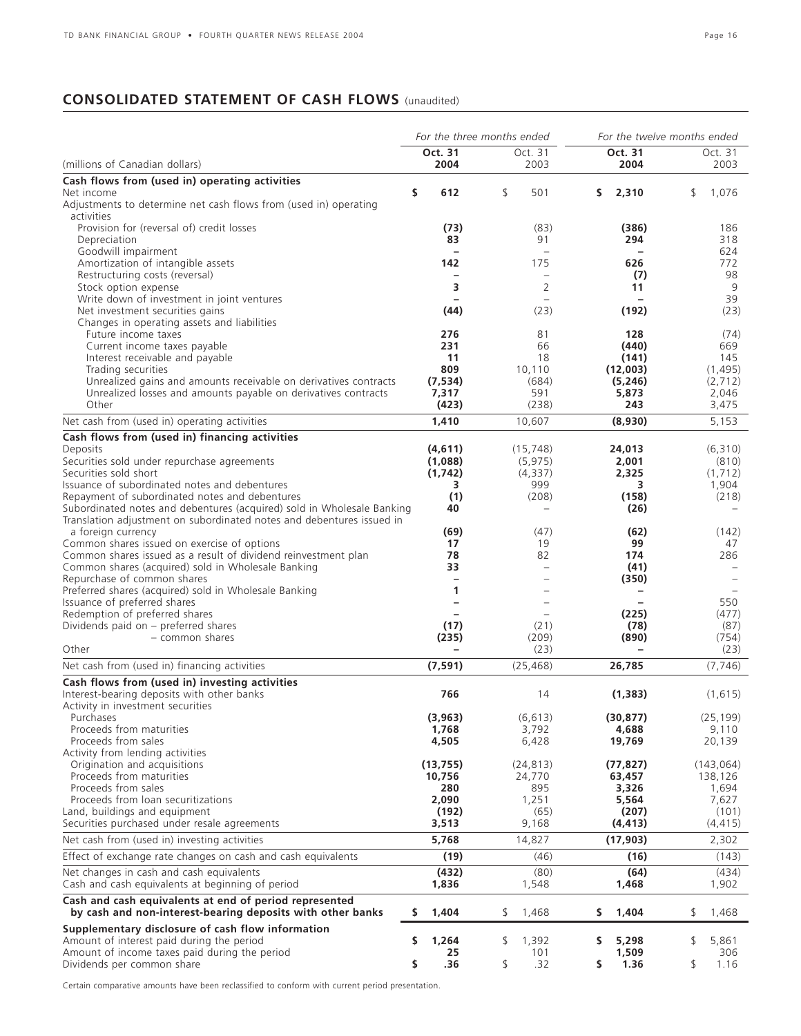## CONSOLIDATED STATEMENT OF CASH FLOWS (unaudited)

| (millions of Canadian dollars) | For the three months ended Oct. 31 2004 | Oct. 31 2003 | For the twelve months ended Oct. 31 2004 | Oct. 31 2003 |
|---|---|---|---|---|
| **Cash flows from (used in) operating activities** | | | | |
| Net income | **$ 612** | $ 501 | **$ 2,310** | $ 1,076 |
| Adjustments to determine net cash flows from (used in) operating activities | | | | |
| Provision for (reversal of) credit losses | **(73)** | (83) | **(386)** | 186 |
| Depreciation | **83** | 91 | **294** | 318 |
| Goodwill impairment | **–** | – | **–** | 624 |
| Amortization of intangible assets | **142** | 175 | **626** | 772 |
| Restructuring costs (reversal) | **–** | – | **(7)** | 98 |
| Stock option expense | **3** | 2 | **11** | 9 |
| Write down of investment in joint ventures | **–** | – | **–** | 39 |
| Net investment securities gains | **(44)** | (23) | **(192)** | (23) |
| Changes in operating assets and liabilities | | | | |
| Future income taxes | **276** | 81 | **128** | (74) |
| Current income taxes payable | **231** | 66 | **(440)** | 669 |
| Interest receivable and payable | **11** | 18 | **(141)** | 145 |
| Trading securities | **809** | 10,110 | **(12,003)** | (1,495) |
| Unrealized gains and amounts receivable on derivatives contracts | **(7,534)** | (684) | **(5,246)** | (2,712) |
| Unrealized losses and amounts payable on derivatives contracts | **7,317** | 591 | **5,873** | 2,046 |
| Other | **(423)** | (238) | **243** | 3,475 |
| Net cash from (used in) operating activities | **1,410** | 10,607 | **(8,930)** | 5,153 |
| **Cash flows from (used in) financing activities** | | | | |
| Deposits | **(4,611)** | (15,748) | **24,013** | (6,310) |
| Securities sold under repurchase agreements | **(1,088)** | (5,975) | **2,001** | (810) |
| Securities sold short | **(1,742)** | (4,337) | **2,325** | (1,712) |
| Issuance of subordinated notes and debentures | **3** | 999 | **3** | 1,904 |
| Repayment of subordinated notes and debentures | **(1)** | (208) | **(158)** | (218) |
| Subordinated notes and debentures (acquired) sold in Wholesale Banking | **40** | – | **(26)** | – |
| Translation adjustment on subordinated notes and debentures issued in a foreign currency | **(69)** | (47) | **(62)** | (142) |
| Common shares issued on exercise of options | **17** | 19 | **99** | 47 |
| Common shares issued as a result of dividend reinvestment plan | **78** | 82 | **174** | 286 |
| Common shares (acquired) sold in Wholesale Banking | **33** | – | **(41)** | – |
| Repurchase of common shares | **–** | – | **(350)** | – |
| Preferred shares (acquired) sold in Wholesale Banking | **1** | – | **–** | – |
| Issuance of preferred shares | **–** | – | **–** | 550 |
| Redemption of preferred shares | **–** | – | **(225)** | (477) |
| Dividends paid on – preferred shares | **(17)** | (21) | **(78)** | (87) |
| – common shares | **(235)** | (209) | **(890)** | (754) |
| Other | **–** | (23) | **–** | (23) |
| Net cash from (used in) financing activities | **(7,591)** | (25,468) | **26,785** | (7,746) |
| **Cash flows from (used in) investing activities** | | | | |
| Interest-bearing deposits with other banks | **766** | 14 | **(1,383)** | (1,615) |
| Activity in investment securities | | | | |
| Purchases | **(3,963)** | (6,613) | **(30,877)** | (25,199) |
| Proceeds from maturities | **1,768** | 3,792 | **4,688** | 9,110 |
| Proceeds from sales | **4,505** | 6,428 | **19,769** | 20,139 |
| Activity from lending activities | | | | |
| Origination and acquisitions | **(13,755)** | (24,813) | **(77,827)** | (143,064) |
| Proceeds from maturities | **10,756** | 24,770 | **63,457** | 138,126 |
| Proceeds from sales | **280** | 895 | **3,326** | 1,694 |
| Proceeds from loan securitizations | **2,090** | 1,251 | **5,564** | 7,627 |
| Land, buildings and equipment | **(192)** | (65) | **(207)** | (101) |
| Securities purchased under resale agreements | **3,513** | 9,168 | **(4,413)** | (4,415) |
| Net cash from (used in) investing activities | **5,768** | 14,827 | **(17,903)** | 2,302 |
| Effect of exchange rate changes on cash and cash equivalents | **(19)** | (46) | **(16)** | (143) |
| Net changes in cash and cash equivalents | **(432)** | (80) | **(64)** | (434) |
| Cash and cash equivalents at beginning of period | **1,836** | 1,548 | **1,468** | 1,902 |
| **Cash and cash equivalents at end of period represented by cash and non-interest-bearing deposits with other banks** | **$ 1,404** | $ 1,468 | **$ 1,404** | $ 1,468 |
| **Supplementary disclosure of cash flow information** | | | | |
| Amount of interest paid during the period | **$ 1,264** | $ 1,392 | **$ 5,298** | $ 5,861 |
| Amount of income taxes paid during the period | **25** | 101 | **1,509** | 306 |
| Dividends per common share | **$ .36** | $ .32 | **$ 1.36** | $ 1.16 |

Certain comparative amounts have been reclassified to conform with current period presentation.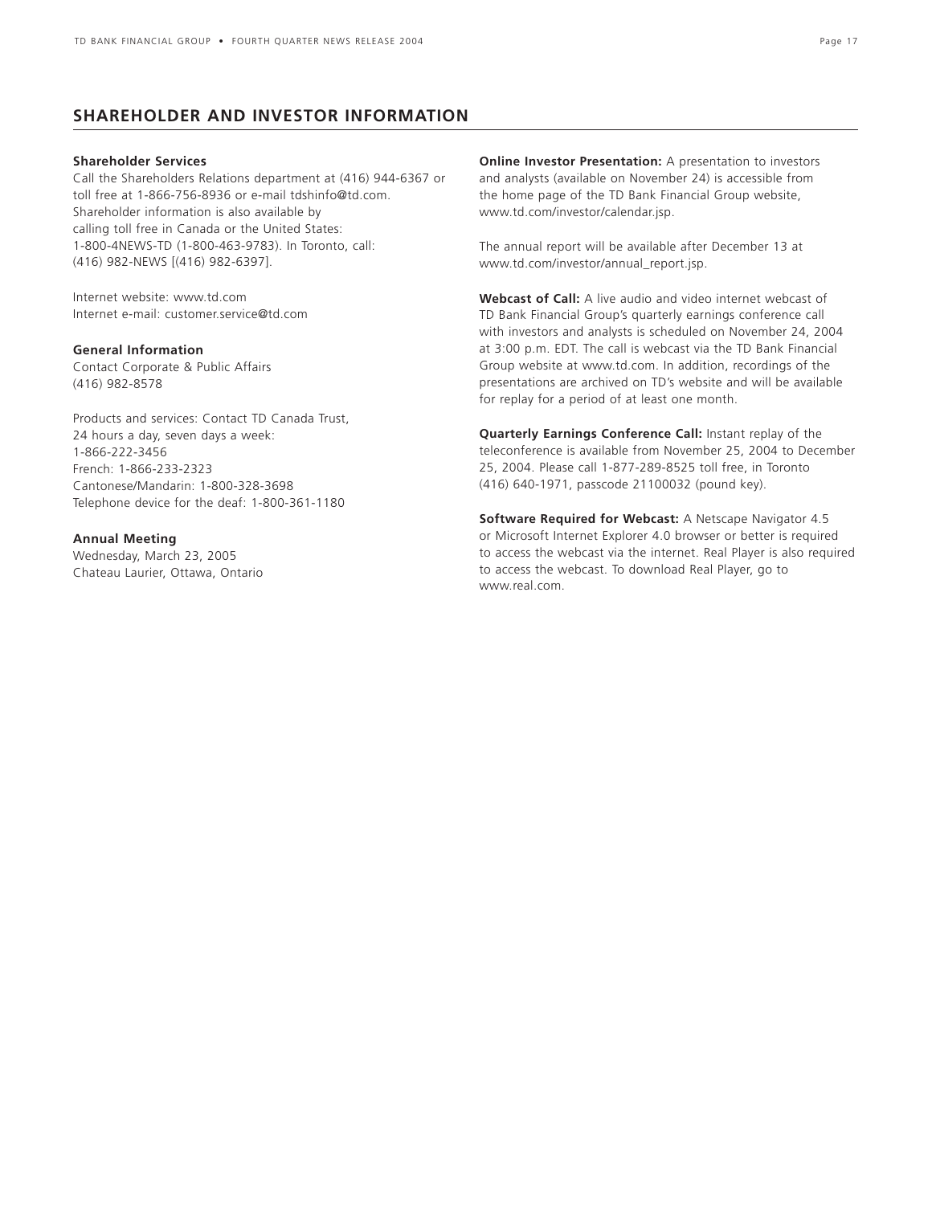## SHAREHOLDER AND INVESTOR INFORMATION

**Shareholder Services**
Call the Shareholders Relations department at (416) 944-6367 or toll free at 1-866-756-8936 or e-mail tdshinfo@td.com. Shareholder information is also available by calling toll free in Canada or the United States: 1-800-4NEWS-TD (1-800-463-9783). In Toronto, call: (416) 982-NEWS [(416) 982-6397].

Internet website: www.td.com
Internet e-mail: customer.service@td.com

**General Information**
Contact Corporate & Public Affairs
(416) 982-8578

Products and services: Contact TD Canada Trust, 24 hours a day, seven days a week:
1-866-222-3456
French: 1-866-233-2323
Cantonese/Mandarin: 1-800-328-3698
Telephone device for the deaf: 1-800-361-1180

**Annual Meeting**
Wednesday, March 23, 2005
Chateau Laurier, Ottawa, Ontario

**Online Investor Presentation:** A presentation to investors and analysts (available on November 24) is accessible from the home page of the TD Bank Financial Group website, www.td.com/investor/calendar.jsp.

The annual report will be available after December 13 at www.td.com/investor/annual_report.jsp.

**Webcast of Call:** A live audio and video internet webcast of TD Bank Financial Group's quarterly earnings conference call with investors and analysts is scheduled on November 24, 2004 at 3:00 p.m. EDT. The call is webcast via the TD Bank Financial Group website at www.td.com. In addition, recordings of the presentations are archived on TD's website and will be available for replay for a period of at least one month.

**Quarterly Earnings Conference Call:** Instant replay of the teleconference is available from November 25, 2004 to December 25, 2004. Please call 1-877-289-8525 toll free, in Toronto (416) 640-1971, passcode 21100032 (pound key).

**Software Required for Webcast:** A Netscape Navigator 4.5 or Microsoft Internet Explorer 4.0 browser or better is required to access the webcast via the internet. Real Player is also required to access the webcast. To download Real Player, go to www.real.com.